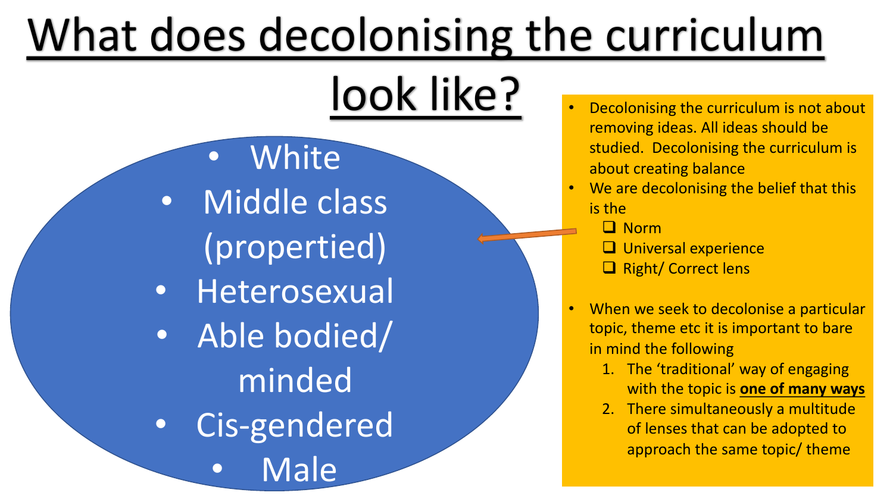# What does decolonising the curriculum look like?

- White
- Middle class (propertied)
- Heterosexual
- Able bodied/ minded
- Cis-gendered
- Male

- Decolonising the curriculum is not about removing ideas. All ideas should be studied. Decolonising the curriculum is about creating balance
- We are decolonising the belief that this is the
  - Norm
  - Universal experience
  - Right/ Correct lens

- When we seek to decolonise a particular topic, theme etc it is important to bare in mind the following
  1. The 'traditional' way of engaging with the topic is **one of many ways**
  2. There simultaneously a multitude of lenses that can be adopted to approach the same topic/ theme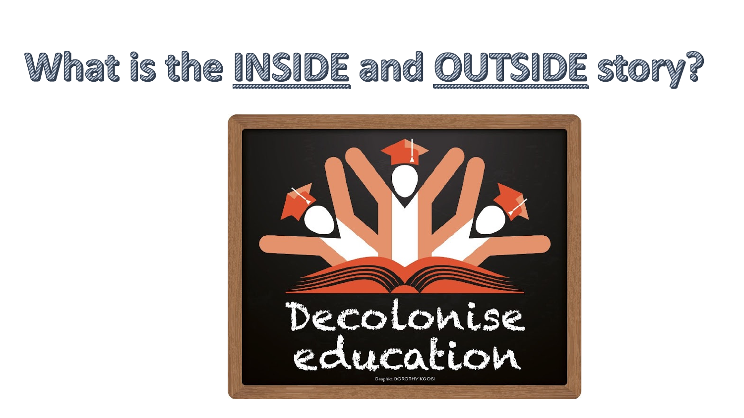# What is the INSIDE and OUTSIDE story?

Decolonise education

Graphic: DOROTHY KGOSI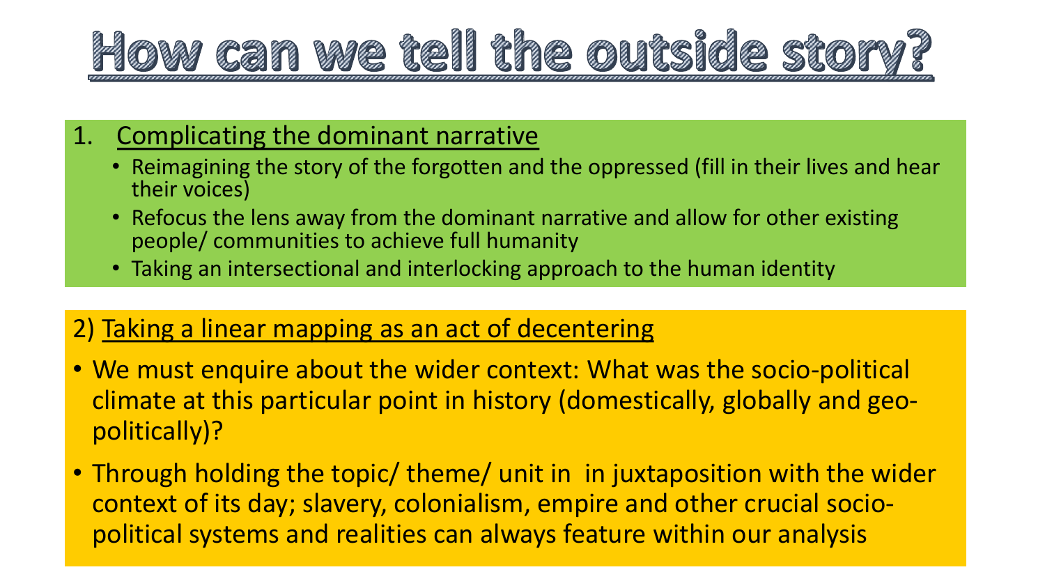# How can we tell the outside story?

1. Complicating the dominant narrative
   - Reimagining the story of the forgotten and the oppressed (fill in their lives and hear their voices)
   - Refocus the lens away from the dominant narrative and allow for other existing people/ communities to achieve full humanity
   - Taking an intersectional and interlocking approach to the human identity

2) Taking a linear mapping as an act of decentering

- We must enquire about the wider context: What was the socio-political climate at this particular point in history (domestically, globally and geo-politically)?
- Through holding the topic/ theme/ unit in in juxtaposition with the wider context of its day; slavery, colonialism, empire and other crucial socio-political systems and realities can always feature within our analysis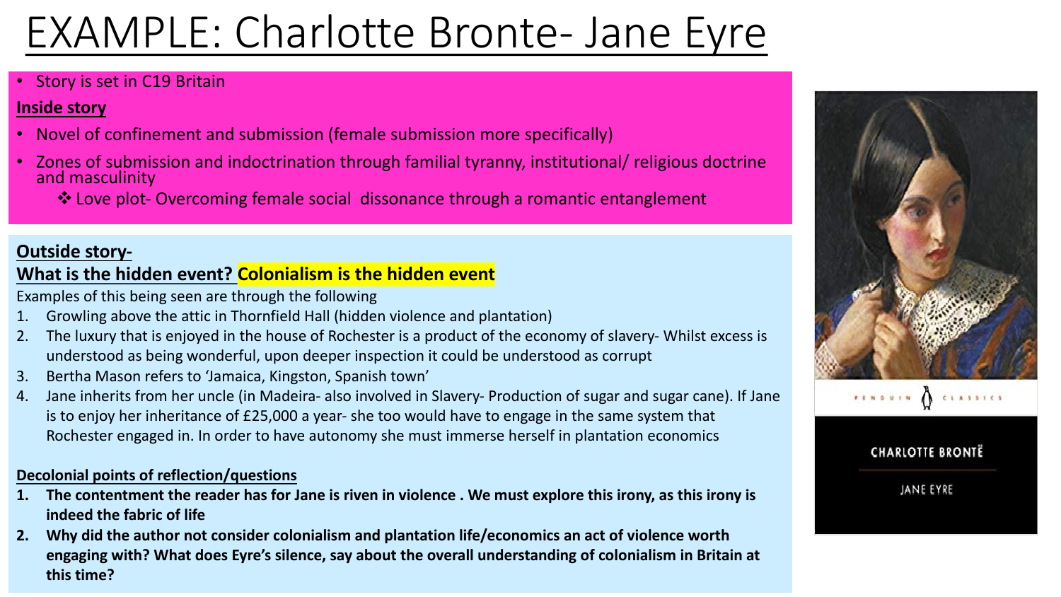# EXAMPLE: Charlotte Bronte- Jane Eyre

- Story is set in C19 Britain

**Inside story**

- Novel of confinement and submission (female submission more specifically)
- Zones of submission and indoctrination through familial tyranny, institutional/ religious doctrine and masculinity
  - ❖ Love plot- Overcoming female social dissonance through a romantic entanglement

**Outside story-**

**What is the hidden event? Colonialism is the hidden event**

Examples of this being seen are through the following

1. Growling above the attic in Thornfield Hall (hidden violence and plantation)
2. The luxury that is enjoyed in the house of Rochester is a product of the economy of slavery- Whilst excess is understood as being wonderful, upon deeper inspection it could be understood as corrupt
3. Bertha Mason refers to 'Jamaica, Kingston, Spanish town'
4. Jane inherits from her uncle (in Madeira- also involved in Slavery- Production of sugar and sugar cane). If Jane is to enjoy her inheritance of £25,000 a year- she too would have to engage in the same system that Rochester engaged in. In order to have autonomy she must immerse herself in plantation economics

**Decolonial points of reflection/questions**

1. **The contentment the reader has for Jane is riven in violence . We must explore this irony, as this irony is indeed the fabric of life**
2. **Why did the author not consider colonialism and plantation life/economics an act of violence worth engaging with? What does Eyre's silence, say about the overall understanding of colonialism in Britain at this time?**

PENGUIN CLASSICS

CHARLOTTE BRONTË

JANE EYRE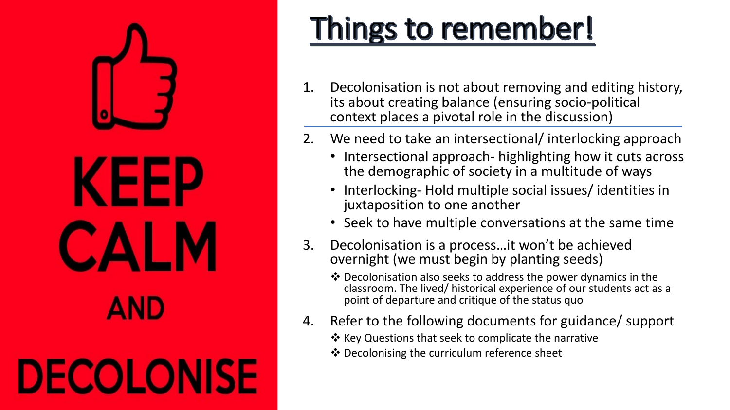KEEP CALM AND DECOLONISE

# Things to remember!

1. Decolonisation is not about removing and editing history, its about creating balance (ensuring socio-political context places a pivotal role in the discussion)
2. We need to take an intersectional/ interlocking approach
   - Intersectional approach- highlighting how it cuts across the demographic of society in a multitude of ways
   - Interlocking- Hold multiple social issues/ identities in juxtaposition to one another
   - Seek to have multiple conversations at the same time
3. Decolonisation is a process…it won't be achieved overnight (we must begin by planting seeds)
   - ❖ Decolonisation also seeks to address the power dynamics in the classroom. The lived/ historical experience of our students act as a point of departure and critique of the status quo
4. Refer to the following documents for guidance/ support
   - ❖ Key Questions that seek to complicate the narrative
   - ❖ Decolonising the curriculum reference sheet